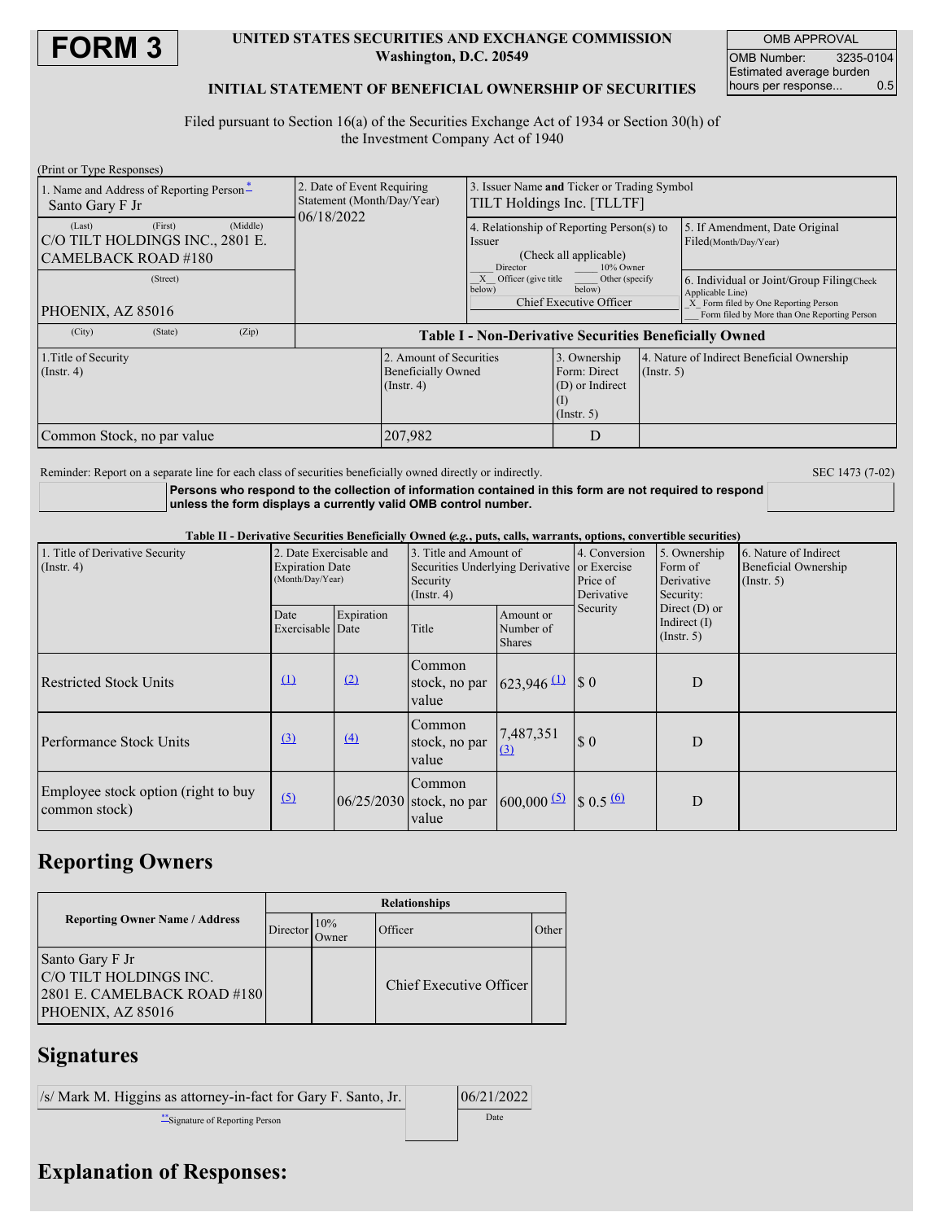# FORM 3

**UNITED STATES SECURITIES AND EXCHANGE COMMISSION**
**Washington, D.C. 20549**

**INITIAL STATEMENT OF BENEFICIAL OWNERSHIP OF SECURITIES**

| OMB APPROVAL | |
|---|---|
| OMB Number: | 3235-0104 |
| Estimated average burden hours per response... | 0.5 |

Filed pursuant to Section 16(a) of the Securities Exchange Act of 1934 or Section 30(h) of the Investment Company Act of 1940

(Print or Type Responses)

| 1. Name and Address of Reporting Person* | 2. Date of Event Requiring Statement (Month/Day/Year) | 3. Issuer Name **and** Ticker or Trading Symbol |
|---|---|---|
| Santo Gary F Jr | 06/18/2022 | TILT Holdings Inc. [TLLTF] |
| (Last) (First) (Middle) C/O TILT HOLDINGS INC., 2801 E. CAMELBACK ROAD #180 | | 4. Relationship of Reporting Person(s) to Issuer (Check all applicable) ___ Director ___ 10% Owner _X_ Officer (give title below) ___ Other (specify below) Chief Executive Officer |
| (Street) PHOENIX, AZ 85016 | | 5. If Amendment, Date Original Filed(Month/Day/Year) |
| (City) (State) (Zip) | | 6. Individual or Joint/Group Filing(Check Applicable Line) _X_ Form filed by One Reporting Person ___ Form filed by More than One Reporting Person |

**Table I - Non-Derivative Securities Beneficially Owned**

| 1.Title of Security (Instr. 4) | 2. Amount of Securities Beneficially Owned (Instr. 4) | 3. Ownership Form: Direct (D) or Indirect (I) (Instr. 5) | 4. Nature of Indirect Beneficial Ownership (Instr. 5) |
|---|---|---|---|
| Common Stock, no par value | 207,982 | D | |

Reminder: Report on a separate line for each class of securities beneficially owned directly or indirectly.

SEC 1473 (7-02)

**Persons who respond to the collection of information contained in this form are not required to respond unless the form displays a currently valid OMB control number.**

**Table II - Derivative Securities Beneficially Owned (*e.g.*, puts, calls, warrants, options, convertible securities)**

| 1. Title of Derivative Security (Instr. 4) | 2. Date Exercisable and Expiration Date (Month/Day/Year) | | 3. Title and Amount of Securities Underlying Derivative Security (Instr. 4) | | 4. Conversion or Exercise Price of Derivative Security | 5. Ownership Form of Derivative Security: Direct (D) or Indirect (I) (Instr. 5) | 6. Nature of Indirect Beneficial Ownership (Instr. 5) |
|---|---|---|---|---|---|---|---|
| | Date Exercisable | Expiration Date | Title | Amount or Number of Shares | | | |
| Restricted Stock Units | (1) | (2) | Common stock, no par value | 623,946 (1) | $ 0 | D | |
| Performance Stock Units | (3) | (4) | Common stock, no par value | 7,487,351 (3) | $ 0 | D | |
| Employee stock option (right to buy common stock) | (5) | 06/25/2030 | Common stock, no par value | 600,000 (5) | $ 0.5 (6) | D | |

## Reporting Owners

| Reporting Owner Name / Address | Relationships | | | |
|---|---|---|---|---|
| | Director | 10% Owner | Officer | Other |
| Santo Gary F Jr C/O TILT HOLDINGS INC. 2801 E. CAMELBACK ROAD #180 PHOENIX, AZ 85016 | | | Chief Executive Officer | |

## Signatures

| /s/ Mark M. Higgins as attorney-in-fact for Gary F. Santo, Jr. | 06/21/2022 |
|---|---|
| **Signature of Reporting Person | Date |

## Explanation of Responses: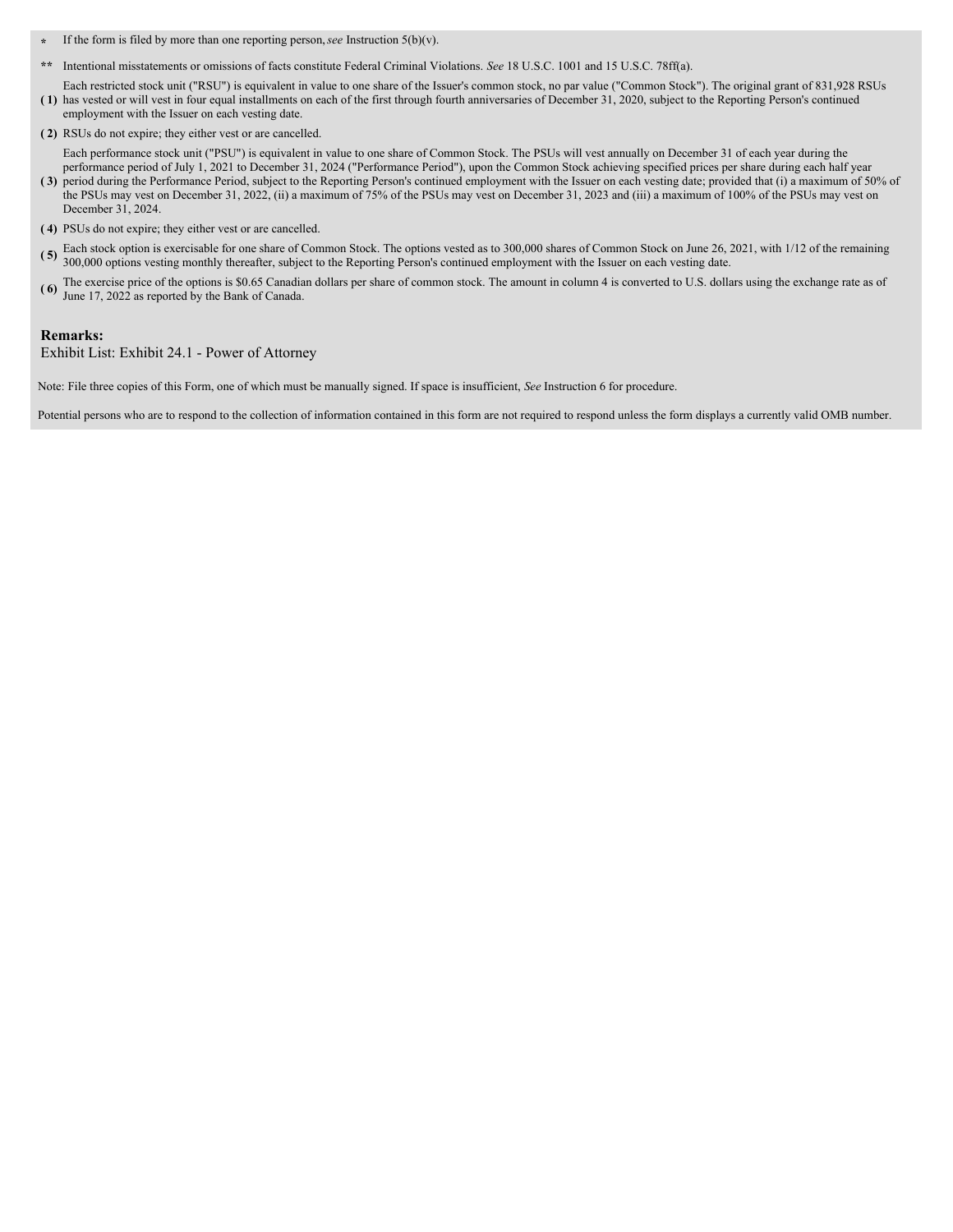\* If the form is filed by more than one reporting person, *see* Instruction 5(b)(v).

\*\* Intentional misstatements or omissions of facts constitute Federal Criminal Violations. *See* 18 U.S.C. 1001 and 15 U.S.C. 78ff(a).

**( 1)** Each restricted stock unit ("RSU") is equivalent in value to one share of the Issuer's common stock, no par value ("Common Stock"). The original grant of 831,928 RSUs has vested or will vest in four equal installments on each of the first through fourth anniversaries of December 31, 2020, subject to the Reporting Person's continued employment with the Issuer on each vesting date.

**( 2)** RSUs do not expire; they either vest or are cancelled.

**( 3)** Each performance stock unit ("PSU") is equivalent in value to one share of Common Stock. The PSUs will vest annually on December 31 of each year during the performance period of July 1, 2021 to December 31, 2024 ("Performance Period"), upon the Common Stock achieving specified prices per share during each half year period during the Performance Period, subject to the Reporting Person's continued employment with the Issuer on each vesting date; provided that (i) a maximum of 50% of the PSUs may vest on December 31, 2022, (ii) a maximum of 75% of the PSUs may vest on December 31, 2023 and (iii) a maximum of 100% of the PSUs may vest on December 31, 2024.

**( 4)** PSUs do not expire; they either vest or are cancelled.

**( 5)** Each stock option is exercisable for one share of Common Stock. The options vested as to 300,000 shares of Common Stock on June 26, 2021, with 1/12 of the remaining 300,000 options vesting monthly thereafter, subject to the Reporting Person's continued employment with the Issuer on each vesting date.

**( 6)** The exercise price of the options is $0.65 Canadian dollars per share of common stock. The amount in column 4 is converted to U.S. dollars using the exchange rate as of June 17, 2022 as reported by the Bank of Canada.

**Remarks:**

Exhibit List: Exhibit 24.1 - Power of Attorney

Note: File three copies of this Form, one of which must be manually signed. If space is insufficient, *See* Instruction 6 for procedure.

Potential persons who are to respond to the collection of information contained in this form are not required to respond unless the form displays a currently valid OMB number.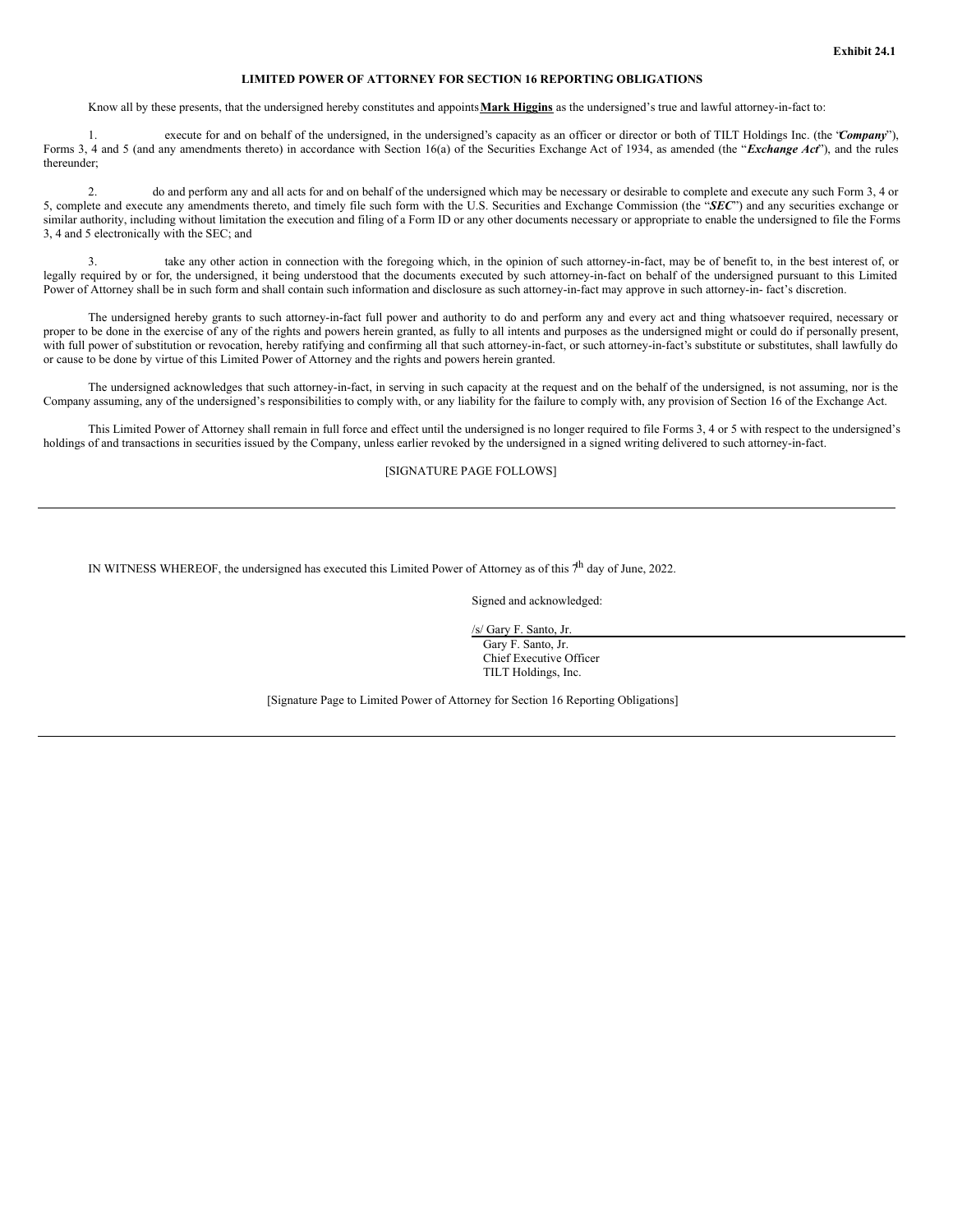**Exhibit 24.1**

**LIMITED POWER OF ATTORNEY FOR SECTION 16 REPORTING OBLIGATIONS**

Know all by these presents, that the undersigned hereby constitutes and appoints **Mark Higgins** as the undersigned's true and lawful attorney-in-fact to:

1. execute for and on behalf of the undersigned, in the undersigned's capacity as an officer or director or both of TILT Holdings Inc. (the "***Company***"), Forms 3, 4 and 5 (and any amendments thereto) in accordance with Section 16(a) of the Securities Exchange Act of 1934, as amended (the "***Exchange Act***"), and the rules thereunder;

2. do and perform any and all acts for and on behalf of the undersigned which may be necessary or desirable to complete and execute any such Form 3, 4 or 5, complete and execute any amendments thereto, and timely file such form with the U.S. Securities and Exchange Commission (the "***SEC***") and any securities exchange or similar authority, including without limitation the execution and filing of a Form ID or any other documents necessary or appropriate to enable the undersigned to file the Forms 3, 4 and 5 electronically with the SEC; and

3. take any other action in connection with the foregoing which, in the opinion of such attorney-in-fact, may be of benefit to, in the best interest of, or legally required by or for, the undersigned, it being understood that the documents executed by such attorney-in-fact on behalf of the undersigned pursuant to this Limited Power of Attorney shall be in such form and shall contain such information and disclosure as such attorney-in-fact may approve in such attorney-in- fact's discretion.

The undersigned hereby grants to such attorney-in-fact full power and authority to do and perform any and every act and thing whatsoever required, necessary or proper to be done in the exercise of any of the rights and powers herein granted, as fully to all intents and purposes as the undersigned might or could do if personally present, with full power of substitution or revocation, hereby ratifying and confirming all that such attorney-in-fact, or such attorney-in-fact's substitute or substitutes, shall lawfully do or cause to be done by virtue of this Limited Power of Attorney and the rights and powers herein granted.

The undersigned acknowledges that such attorney-in-fact, in serving in such capacity at the request and on the behalf of the undersigned, is not assuming, nor is the Company assuming, any of the undersigned's responsibilities to comply with, or any liability for the failure to comply with, any provision of Section 16 of the Exchange Act.

This Limited Power of Attorney shall remain in full force and effect until the undersigned is no longer required to file Forms 3, 4 or 5 with respect to the undersigned's holdings of and transactions in securities issued by the Company, unless earlier revoked by the undersigned in a signed writing delivered to such attorney-in-fact.

[SIGNATURE PAGE FOLLOWS]

---

IN WITNESS WHEREOF, the undersigned has executed this Limited Power of Attorney as of this 7th day of June, 2022.

Signed and acknowledged:

/s/ Gary F. Santo, Jr.
Gary F. Santo, Jr.
Chief Executive Officer
TILT Holdings, Inc.

[Signature Page to Limited Power of Attorney for Section 16 Reporting Obligations]